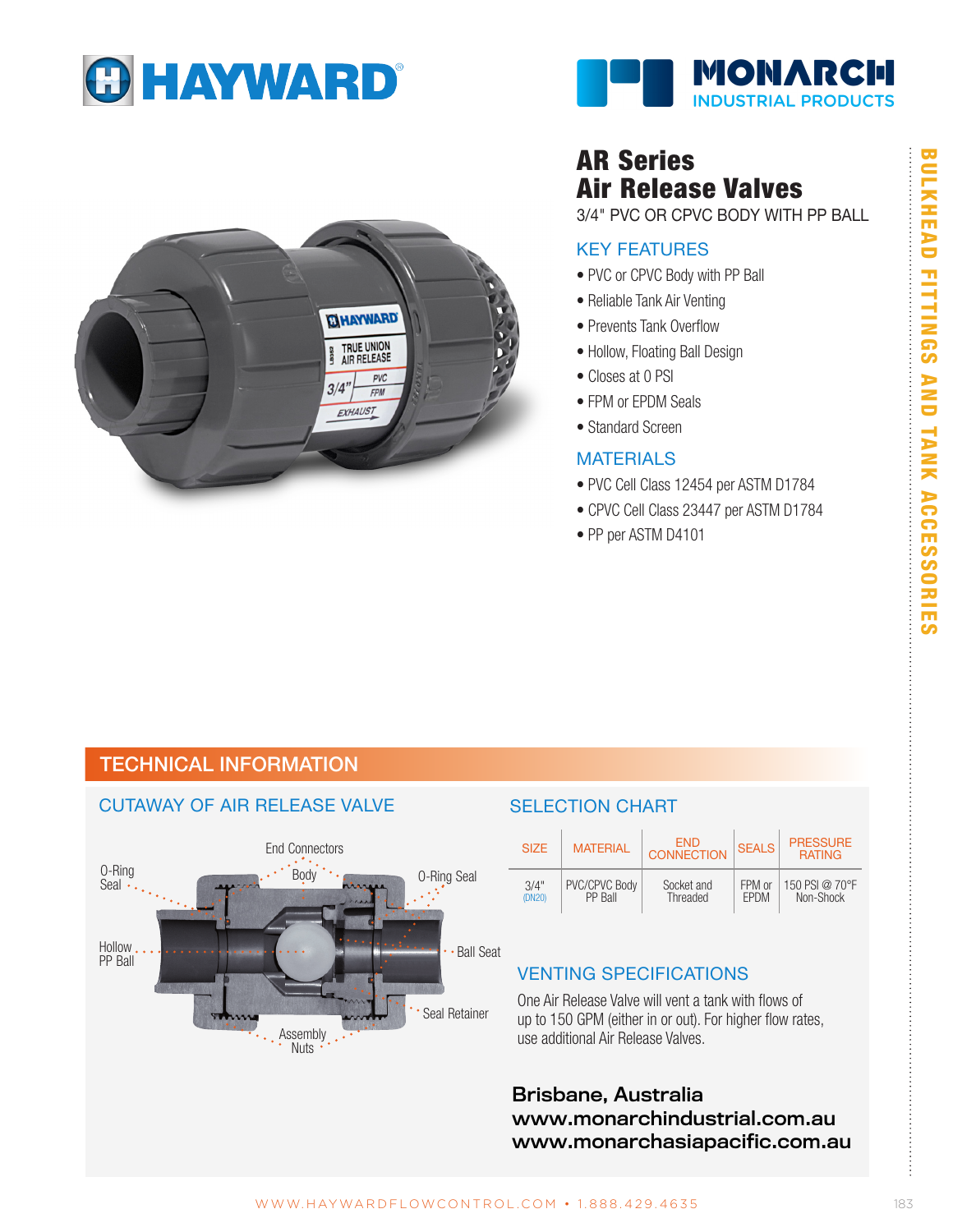HAYWARD

MONARCH INDUSTRIAL PRODUCTS

# AR Series Air Release Valves

3/4" PVC OR CPVC BODY WITH PP BALL

## KEY FEATURES

- PVC or CPVC Body with PP Ball
- Reliable Tank Air Venting
- Prevents Tank Overflow
- Hollow, Floating Ball Design
- Closes at 0 PSI
- FPM or EPDM Seals
- Standard Screen

## MATERIALS

- PVC Cell Class 12454 per ASTM D1784
- CPVC Cell Class 23447 per ASTM D1784
- PP per ASTM D4101

BULKHEAD FITTINGS AND TANK ACCESSORIES

## TECHNICAL INFORMATION

### CUTAWAY OF AIR RELEASE VALVE

End Connectors
O-Ring Seal
Body
O-Ring Seal
Hollow PP Ball
Ball Seat
Seal Retainer
Assembly Nuts

### SELECTION CHART

| SIZE | MATERIAL | END CONNECTION | SEALS | PRESSURE RATING |
|---|---|---|---|---|
| 3/4" (DN20) | PVC/CPVC Body PP Ball | Socket and Threaded | FPM or EPDM | 150 PSI @ 70°F Non-Shock |

### VENTING SPECIFICATIONS

One Air Release Valve will vent a tank with flows of up to 150 GPM (either in or out). For higher flow rates, use additional Air Release Valves.

**Brisbane, Australia**
**www.monarchindustrial.com.au**
**www.monarchasiapacific.com.au**

WWW.HAYWARDFLOWCONTROL.COM • 1.888.429.4635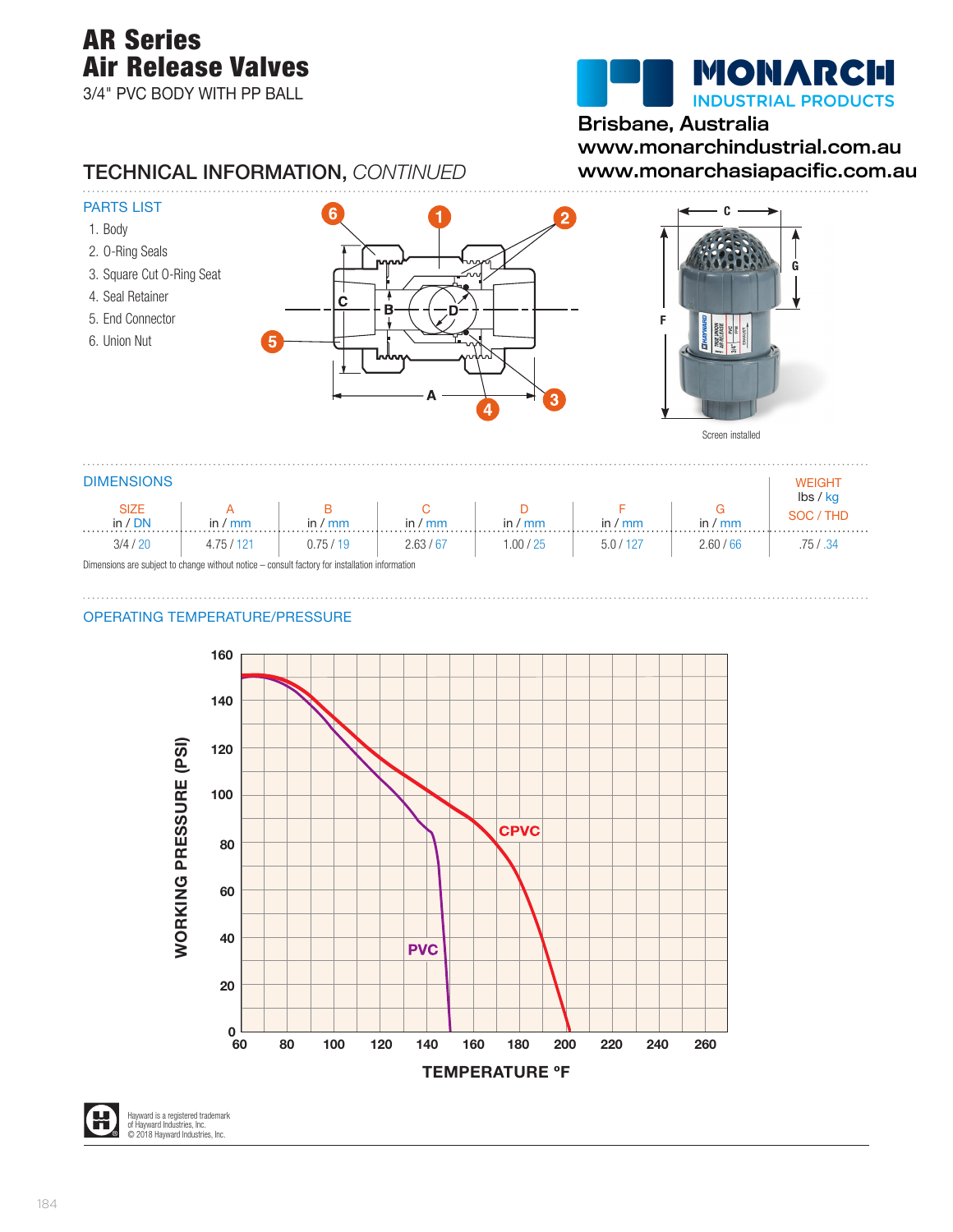# AR Series Air Release Valves

3/4" PVC BODY WITH PP BALL

MONARCH INDUSTRIAL PRODUCTS
Brisbane, Australia
www.monarchindustrial.com.au
www.monarchasiapacific.com.au

## TECHNICAL INFORMATION, *CONTINUED*

### PARTS LIST

1. Body
2. O-Ring Seals
3. Square Cut O-Ring Seat
4. Seal Retainer
5. End Connector
6. Union Nut

Screen installed

### DIMENSIONS

| SIZE in / DN | A in / mm | B in / mm | C in / mm | D in / mm | F in / mm | G in / mm | WEIGHT lbs / kg SOC / THD |
|---|---|---|---|---|---|---|---|
| 3/4 / 20 | 4.75 / 121 | 0.75 / 19 | 2.63 / 67 | 1.00 / 25 | 5.0 / 127 | 2.60 / 66 | .75 / .34 |

Dimensions are subject to change without notice – consult factory for installation information

### OPERATING TEMPERATURE/PRESSURE

WORKING PRESSURE (PSI)

160
140
120
100
80
60
40
20
0

TEMPERATURE °F

60 80 100 120 140 160 180 200 220 240 260

CPVC

PVC

Hayward is a registered trademark of Hayward Industries, Inc.
© 2018 Hayward Industries, Inc.